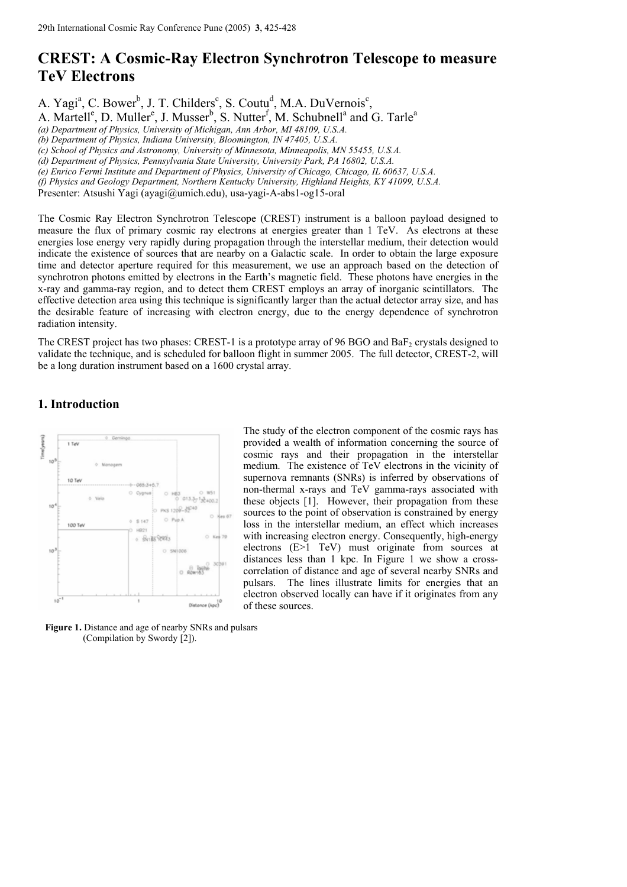# CREST: A Cosmic-Ray Electron Synchrotron Telescope to measure TeV Electrons

A. Yagi[a], C. Bower[b], J. T. Childers[c], S. Coutu[d], M.A. DuVernois[c], A. Martell[e], D. Muller[e], J. Musser[b], S. Nutter[f], M. Schubnell[a] and G. Tarle[a]

*(a) Department of Physics, University of Michigan, Ann Arbor, MI 48109, U.S.A.*
*(b) Department of Physics, Indiana University, Bloomington, IN 47405, U.S.A.*
*(c) School of Physics and Astronomy, University of Minnesota, Minneapolis, MN 55455, U.S.A.*
*(d) Department of Physics, Pennsylvania State University, University Park, PA 16802, U.S.A.*
*(e) Enrico Fermi Institute and Department of Physics, University of Chicago, Chicago, IL 60637, U.S.A.*
*(f) Physics and Geology Department, Northern Kentucky University, Highland Heights, KY 41099, U.S.A.*

Presenter: Atsushi Yagi (ayagi@umich.edu), usa-yagi-A-abs1-og15-oral

The Cosmic Ray Electron Synchrotron Telescope (CREST) instrument is a balloon payload designed to measure the flux of primary cosmic ray electrons at energies greater than 1 TeV. As electrons at these energies lose energy very rapidly during propagation through the interstellar medium, their detection would indicate the existence of sources that are nearby on a Galactic scale. In order to obtain the large exposure time and detector aperture required for this measurement, we use an approach based on the detection of synchrotron photons emitted by electrons in the Earth's magnetic field. These photons have energies in the x-ray and gamma-ray region, and to detect them CREST employs an array of inorganic scintillators. The effective detection area using this technique is significantly larger than the actual detector array size, and has the desirable feature of increasing with electron energy, due to the energy dependence of synchrotron radiation intensity.

The CREST project has two phases: CREST-1 is a prototype array of 96 BGO and $BaF_2$ crystals designed to validate the technique, and is scheduled for balloon flight in summer 2005. The full detector, CREST-2, will be a long duration instrument based on a 1600 crystal array.

## 1. Introduction

The study of the electron component of the cosmic rays has provided a wealth of information concerning the source of cosmic rays and their propagation in the interstellar medium. The existence of TeV electrons in the vicinity of supernova remnants (SNRs) is inferred by observations of non-thermal x-rays and TeV gamma-rays associated with these objects [1]. However, their propagation from these sources to the point of observation is constrained by energy loss in the interstellar medium, an effect which increases with increasing electron energy. Consequently, high-energy electrons (E>1 TeV) must originate from sources at distances less than 1 kpc. In Figure 1 we show a cross-correlation of distance and age of several nearby SNRs and pulsars. The lines illustrate limits for energies that an electron observed locally can have if it originates from any of these sources.

**Figure 1.** Distance and age of nearby SNRs and pulsars (Compilation by Swordy [2]).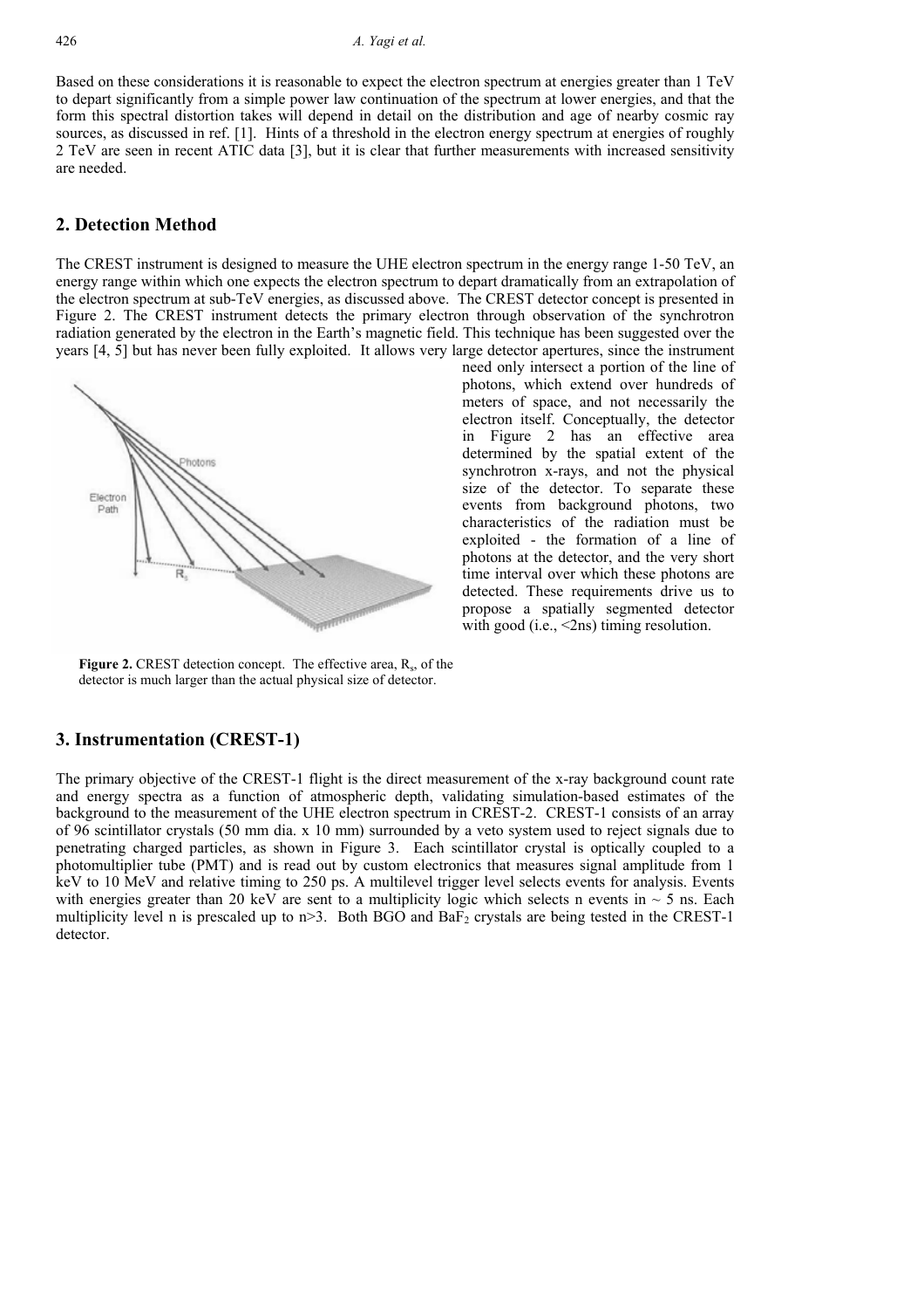Based on these considerations it is reasonable to expect the electron spectrum at energies greater than 1 TeV to depart significantly from a simple power law continuation of the spectrum at lower energies, and that the form this spectral distortion takes will depend in detail on the distribution and age of nearby cosmic ray sources, as discussed in ref. [1]. Hints of a threshold in the electron energy spectrum at energies of roughly 2 TeV are seen in recent ATIC data [3], but it is clear that further measurements with increased sensitivity are needed.

## 2. Detection Method

The CREST instrument is designed to measure the UHE electron spectrum in the energy range 1-50 TeV, an energy range within which one expects the electron spectrum to depart dramatically from an extrapolation of the electron spectrum at sub-TeV energies, as discussed above. The CREST detector concept is presented in Figure 2. The CREST instrument detects the primary electron through observation of the synchrotron radiation generated by the electron in the Earth's magnetic field. This technique has been suggested over the years [4, 5] but has never been fully exploited. It allows very large detector apertures, since the instrument need only intersect a portion of the line of photons, which extend over hundreds of meters of space, and not necessarily the electron itself. Conceptually, the detector in Figure 2 has an effective area determined by the spatial extent of the synchrotron x-rays, and not the physical size of the detector. To separate these events from background photons, two characteristics of the radiation must be exploited - the formation of a line of photons at the detector, and the very short time interval over which these photons are detected. These requirements drive us to propose a spatially segmented detector with good (i.e., <2ns) timing resolution.

**Figure 2.** CREST detection concept. The effective area, $R_s$, of the detector is much larger than the actual physical size of detector.

## 3. Instrumentation (CREST-1)

The primary objective of the CREST-1 flight is the direct measurement of the x-ray background count rate and energy spectra as a function of atmospheric depth, validating simulation-based estimates of the background to the measurement of the UHE electron spectrum in CREST-2. CREST-1 consists of an array of 96 scintillator crystals (50 mm dia. x 10 mm) surrounded by a veto system used to reject signals due to penetrating charged particles, as shown in Figure 3. Each scintillator crystal is optically coupled to a photomultiplier tube (PMT) and is read out by custom electronics that measures signal amplitude from 1 keV to 10 MeV and relative timing to 250 ps. A multilevel trigger level selects events for analysis. Events with energies greater than 20 keV are sent to a multiplicity logic which selects n events in ~ 5 ns. Each multiplicity level n is prescaled up to n>3. Both BGO and $BaF_2$ crystals are being tested in the CREST-1 detector.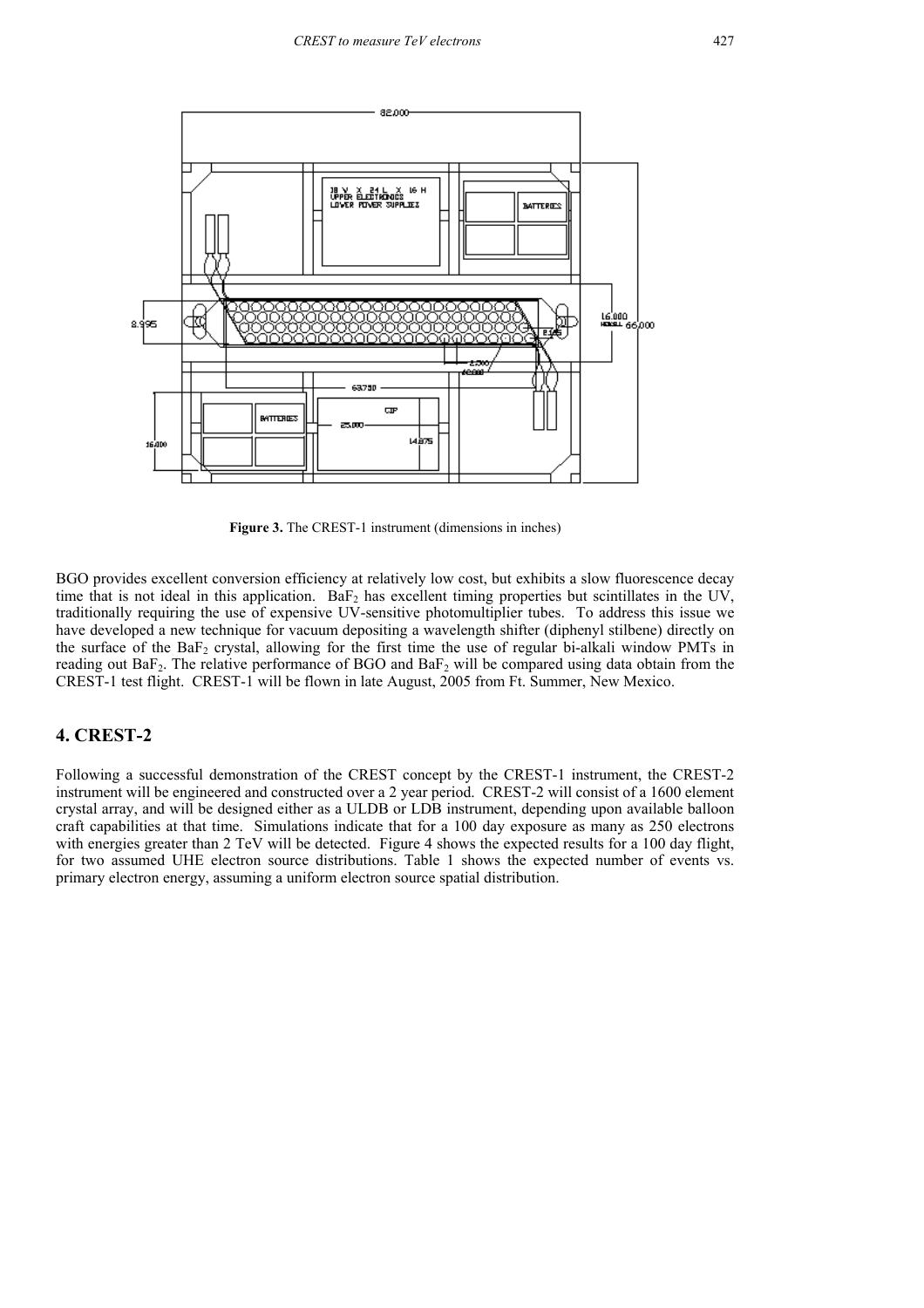**Figure 3.** The CREST-1 instrument (dimensions in inches)

BGO provides excellent conversion efficiency at relatively low cost, but exhibits a slow fluorescence decay time that is not ideal in this application. $BaF_2$ has excellent timing properties but scintillates in the UV, traditionally requiring the use of expensive UV-sensitive photomultiplier tubes. To address this issue we have developed a new technique for vacuum depositing a wavelength shifter (diphenyl stilbene) directly on the surface of the $BaF_2$ crystal, allowing for the first time the use of regular bi-alkali window PMTs in reading out $BaF_2$. The relative performance of BGO and $BaF_2$ will be compared using data obtain from the CREST-1 test flight. CREST-1 will be flown in late August, 2005 from Ft. Summer, New Mexico.

## 4. CREST-2

Following a successful demonstration of the CREST concept by the CREST-1 instrument, the CREST-2 instrument will be engineered and constructed over a 2 year period. CREST-2 will consist of a 1600 element crystal array, and will be designed either as a ULDB or LDB instrument, depending upon available balloon craft capabilities at that time. Simulations indicate that for a 100 day exposure as many as 250 electrons with energies greater than 2 TeV will be detected. Figure 4 shows the expected results for a 100 day flight, for two assumed UHE electron source distributions. Table 1 shows the expected number of events vs. primary electron energy, assuming a uniform electron source spatial distribution.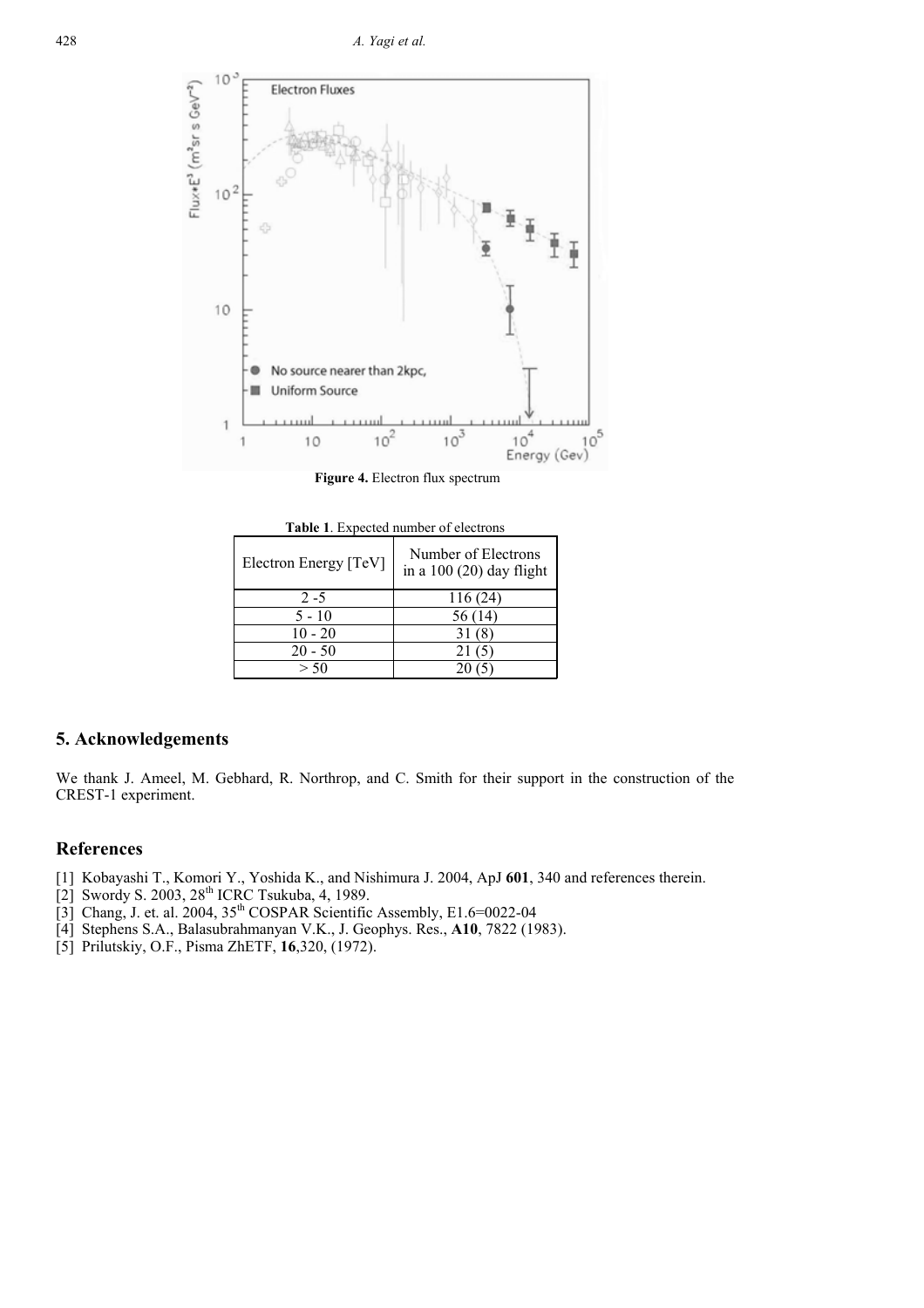Electron Fluxes

Flux•E$^3$ (m$^2$sr s GeV$^{-2}$)

$10^3$

$10^2$

10

1

No source nearer than 2kpc,

Uniform Source

1 10 $10^2$ $10^3$ $10^4$ $10^5$

Energy (Gev)

**Figure 4.** Electron flux spectrum

**Table 1**. Expected number of electrons

| Electron Energy [TeV] | Number of Electrons in a 100 (20) day flight |
|---|---|
| 2 -5 | 116 (24) |
| 5 - 10 | 56 (14) |
| 10 - 20 | 31 (8) |
| 20 - 50 | 21 (5) |
| > 50 | 20 (5) |

## 5. Acknowledgements

We thank J. Ameel, M. Gebhard, R. Northrop, and C. Smith for their support in the construction of the CREST-1 experiment.

## References

[1] Kobayashi T., Komori Y., Yoshida K., and Nishimura J. 2004, ApJ **601**, 340 and references therein.
[2] Swordy S. 2003, 28$^{th}$ ICRC Tsukuba, 4, 1989.
[3] Chang, J. et. al. 2004, 35$^{th}$ COSPAR Scientific Assembly, E1.6=0022-04
[4] Stephens S.A., Balasubrahmanyan V.K., J. Geophys. Res., **A10**, 7822 (1983).
[5] Prilutskiy, O.F., Pisma ZhETF, **16**,320, (1972).